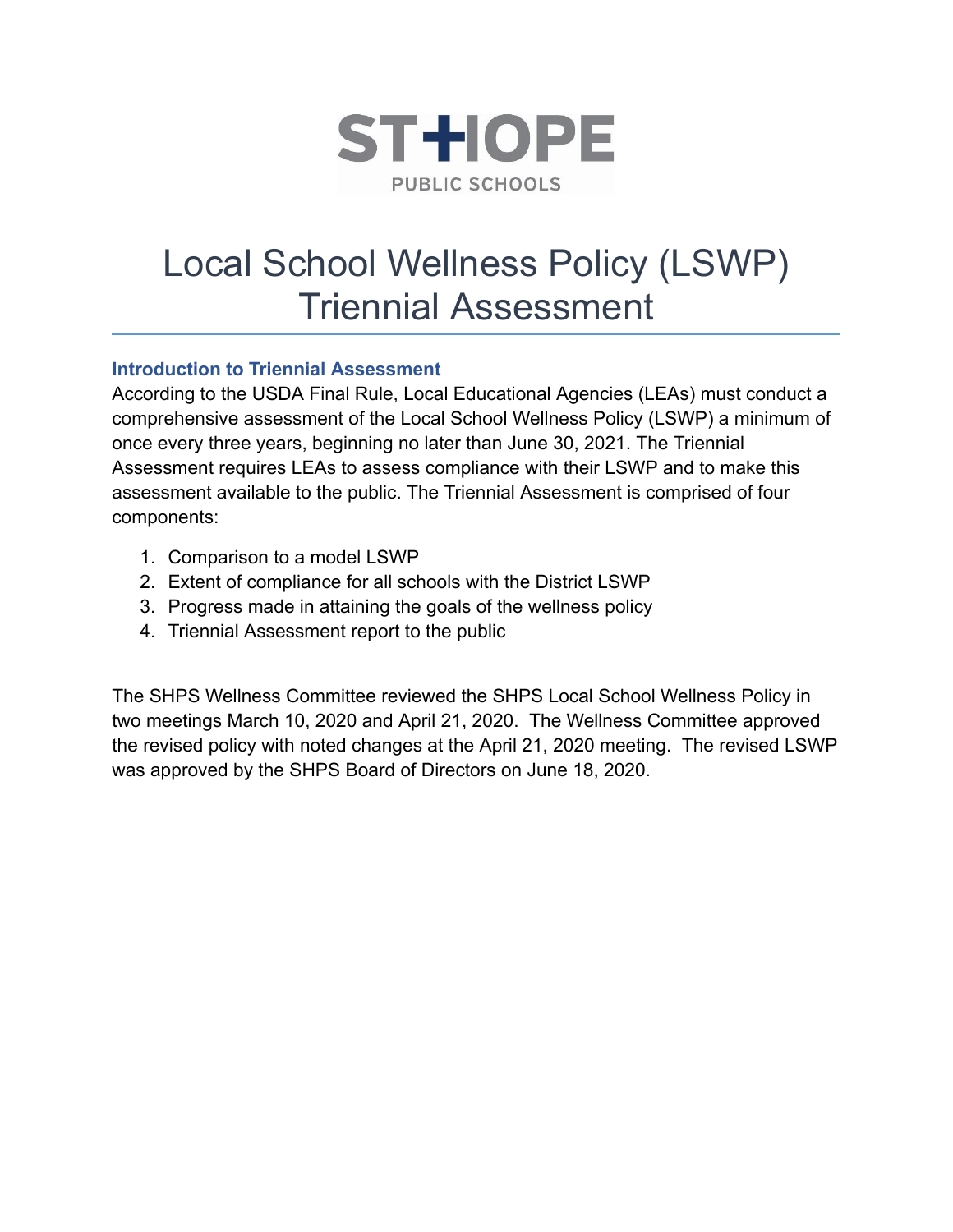ST HOPE

PUBLIC SCHOOLS

# Local School Wellness Policy (LSWP) Triennial Assessment

### Introduction to Triennial Assessment

According to the USDA Final Rule, Local Educational Agencies (LEAs) must conduct a comprehensive assessment of the Local School Wellness Policy (LSWP) a minimum of once every three years, beginning no later than June 30, 2021. The Triennial Assessment requires LEAs to assess compliance with their LSWP and to make this assessment available to the public. The Triennial Assessment is comprised of four components:

1. Comparison to a model LSWP
2. Extent of compliance for all schools with the District LSWP
3. Progress made in attaining the goals of the wellness policy
4. Triennial Assessment report to the public

The SHPS Wellness Committee reviewed the SHPS Local School Wellness Policy in two meetings March 10, 2020 and April 21, 2020. The Wellness Committee approved the revised policy with noted changes at the April 21, 2020 meeting. The revised LSWP was approved by the SHPS Board of Directors on June 18, 2020.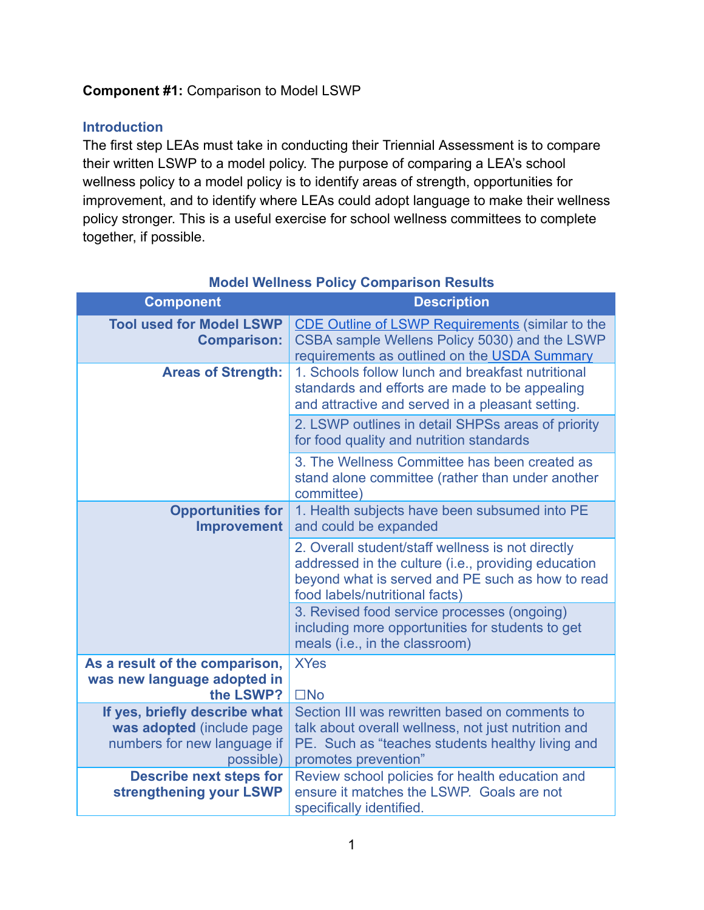**Component #1:** Comparison to Model LSWP

### Introduction

The first step LEAs must take in conducting their Triennial Assessment is to compare their written LSWP to a model policy. The purpose of comparing a LEA's school wellness policy to a model policy is to identify areas of strength, opportunities for improvement, and to identify where LEAs could adopt language to make their wellness policy stronger. This is a useful exercise for school wellness committees to complete together, if possible.

**Model Wellness Policy Comparison Results**

| Component | Description |
|---|---|
| **Tool used for Model LSWP Comparison:** | CDE Outline of LSWP Requirements (similar to the CSBA sample Wellens Policy 5030) and the LSWP requirements as outlined on the USDA Summary |
| **Areas of Strength:** | 1. Schools follow lunch and breakfast nutritional standards and efforts are made to be appealing and attractive and served in a pleasant setting. |
| | 2. LSWP outlines in detail SHPSs areas of priority for food quality and nutrition standards |
| | 3. The Wellness Committee has been created as stand alone committee (rather than under another committee) |
| **Opportunities for Improvement** | 1. Health subjects have been subsumed into PE and could be expanded |
| | 2. Overall student/staff wellness is not directly addressed in the culture (i.e., providing education beyond what is served and PE such as how to read food labels/nutritional facts) |
| | 3. Revised food service processes (ongoing) including more opportunities for students to get meals (i.e., in the classroom) |
| **As a result of the comparison, was new language adopted in the LSWP?** | XYes<br><br>☐No |
| **If yes, briefly describe what was adopted** (include page numbers for new language if possible) | Section III was rewritten based on comments to talk about overall wellness, not just nutrition and PE. Such as "teaches students healthy living and promotes prevention" |
| **Describe next steps for strengthening your LSWP** | Review school policies for health education and ensure it matches the LSWP. Goals are not specifically identified. |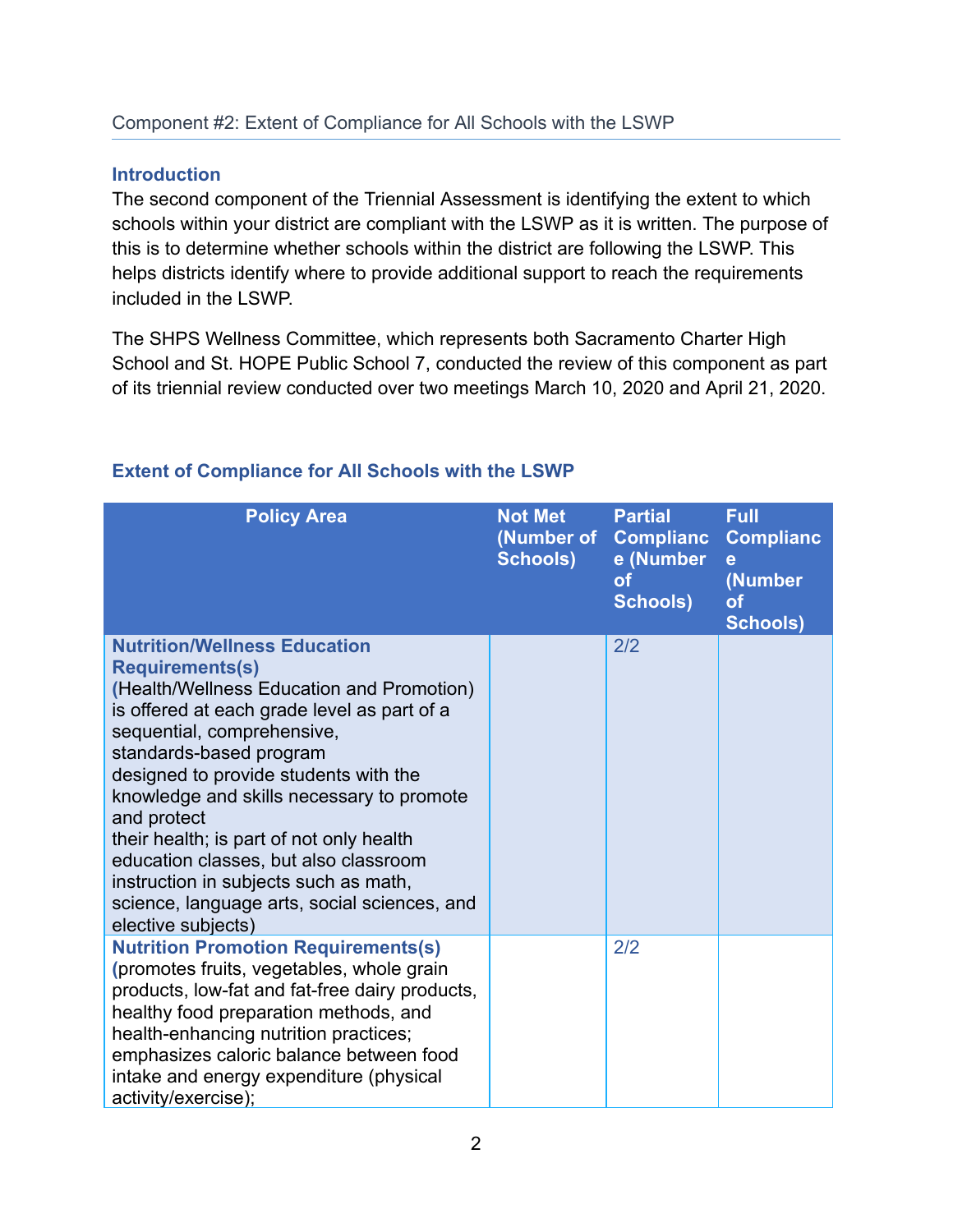Component #2: Extent of Compliance for All Schools with the LSWP

### Introduction

The second component of the Triennial Assessment is identifying the extent to which schools within your district are compliant with the LSWP as it is written. The purpose of this is to determine whether schools within the district are following the LSWP. This helps districts identify where to provide additional support to reach the requirements included in the LSWP.

The SHPS Wellness Committee, which represents both Sacramento Charter High School and St. HOPE Public School 7, conducted the review of this component as part of its triennial review conducted over two meetings March 10, 2020 and April 21, 2020.

### Extent of Compliance for All Schools with the LSWP

| Policy Area | Not Met (Number of Schools) | Partial Compliance (Number of Schools) | Full Compliance (Number of Schools) |
|---|---|---|---|
| **Nutrition/Wellness Education Requirements(s)** (Health/Wellness Education and Promotion) is offered at each grade level as part of a sequential, comprehensive, standards-based program designed to provide students with the knowledge and skills necessary to promote and protect their health; is part of not only health education classes, but also classroom instruction in subjects such as math, science, language arts, social sciences, and elective subjects) | | 2/2 | |
| **Nutrition Promotion Requirements(s)** (promotes fruits, vegetables, whole grain products, low-fat and fat-free dairy products, healthy food preparation methods, and health-enhancing nutrition practices; emphasizes caloric balance between food intake and energy expenditure (physical activity/exercise); | | 2/2 | |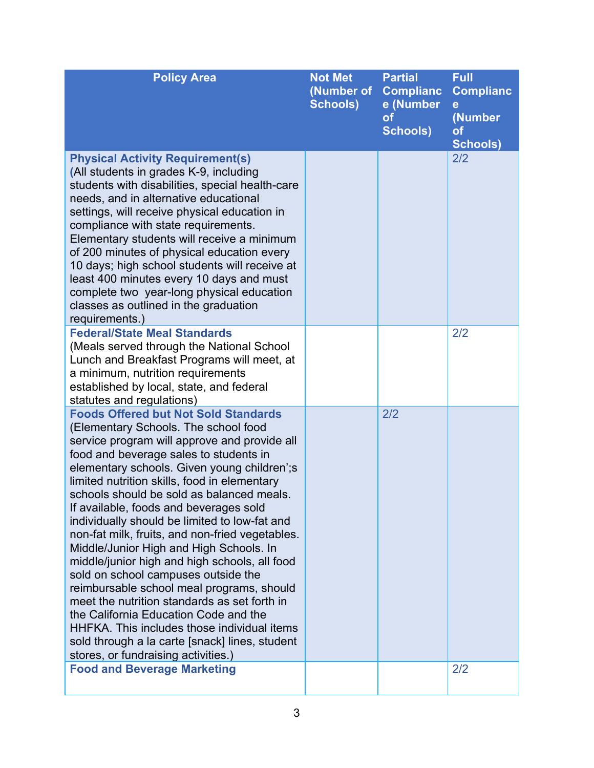| Policy Area | Not Met (Number of Schools) | Partial Compliance (Number of Schools) | Full Compliance (Number of Schools) |
|---|---|---|---|
| **Physical Activity Requirement(s)** (All students in grades K-9, including students with disabilities, special health-care needs, and in alternative educational settings, will receive physical education in compliance with state requirements. Elementary students will receive a minimum of 200 minutes of physical education every 10 days; high school students will receive at least 400 minutes every 10 days and must complete two year-long physical education classes as outlined in the graduation requirements.) | | | 2/2 |
| **Federal/State Meal Standards** (Meals served through the National School Lunch and Breakfast Programs will meet, at a minimum, nutrition requirements established by local, state, and federal statutes and regulations) | | | 2/2 |
| **Foods Offered but Not Sold Standards** (Elementary Schools. The school food service program will approve and provide all food and beverage sales to students in elementary schools. Given young children';s limited nutrition skills, food in elementary schools should be sold as balanced meals. If available, foods and beverages sold individually should be limited to low-fat and non-fat milk, fruits, and non-fried vegetables. Middle/Junior High and High Schools. In middle/junior high and high schools, all food sold on school campuses outside the reimbursable school meal programs, should meet the nutrition standards as set forth in the California Education Code and the HHFKA. This includes those individual items sold through a la carte [snack] lines, student stores, or fundraising activities.) | | 2/2 | |
| **Food and Beverage Marketing** | | | 2/2 |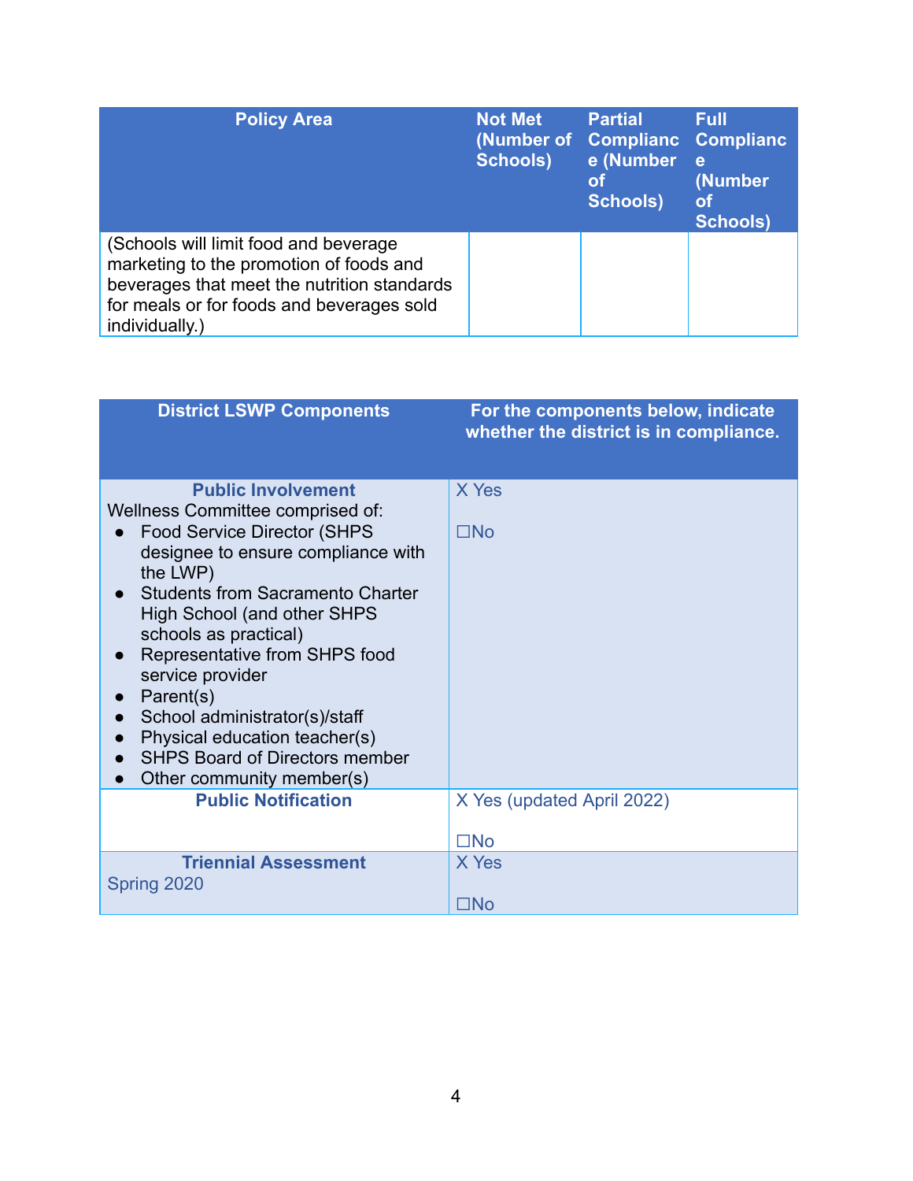| Policy Area | Not Met (Number of Schools) | Partial Compliance (Number of Schools) | Full Compliance (Number of Schools) |
|---|---|---|---|
| (Schools will limit food and beverage marketing to the promotion of foods and beverages that meet the nutrition standards for meals or for foods and beverages sold individually.) | | | |

| District LSWP Components | For the components below, indicate whether the district is in compliance. |
|---|---|
| **Public Involvement**<br>Wellness Committee comprised of:<br>• Food Service Director (SHPS designee to ensure compliance with the LWP)<br>• Students from Sacramento Charter High School (and other SHPS schools as practical)<br>• Representative from SHPS food service provider<br>• Parent(s)<br>• School administrator(s)/staff<br>• Physical education teacher(s)<br>• SHPS Board of Directors member<br>• Other community member(s) | X Yes<br><br>☐No |
| **Public Notification** | X Yes (updated April 2022)<br><br>☐No |
| **Triennial Assessment**<br>Spring 2020 | X Yes<br><br>☐No |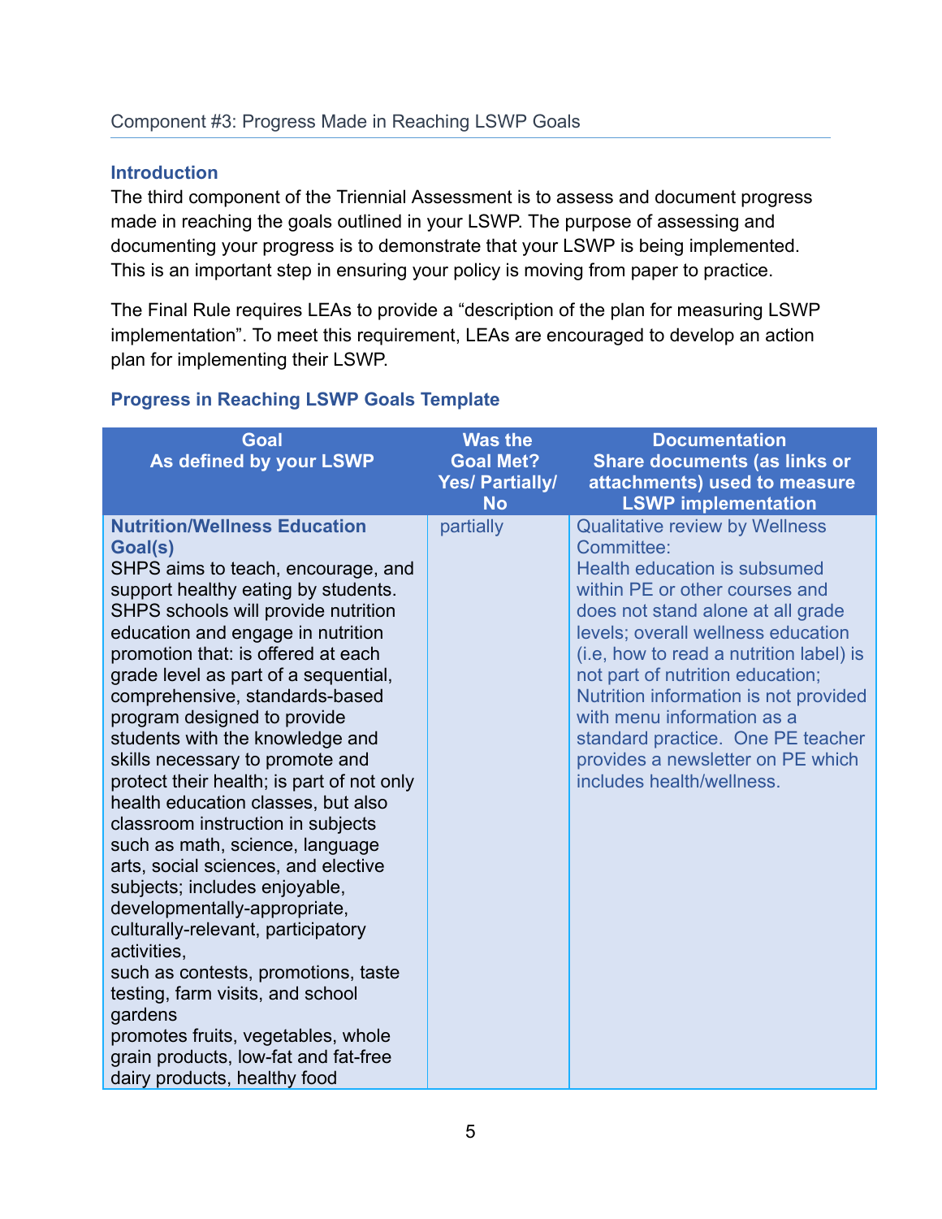Component #3: Progress Made in Reaching LSWP Goals

### Introduction

The third component of the Triennial Assessment is to assess and document progress made in reaching the goals outlined in your LSWP. The purpose of assessing and documenting your progress is to demonstrate that your LSWP is being implemented. This is an important step in ensuring your policy is moving from paper to practice.

The Final Rule requires LEAs to provide a "description of the plan for measuring LSWP implementation". To meet this requirement, LEAs are encouraged to develop an action plan for implementing their LSWP.

### Progress in Reaching LSWP Goals Template

| Goal As defined by your LSWP | Was the Goal Met? Yes/ Partially/ No | Documentation Share documents (as links or attachments) used to measure LSWP implementation |
|---|---|---|
| **Nutrition/Wellness Education Goal(s)** SHPS aims to teach, encourage, and support healthy eating by students. SHPS schools will provide nutrition education and engage in nutrition promotion that: is offered at each grade level as part of a sequential, comprehensive, standards-based program designed to provide students with the knowledge and skills necessary to promote and protect their health; is part of not only health education classes, but also classroom instruction in subjects such as math, science, language arts, social sciences, and elective subjects; includes enjoyable, developmentally-appropriate, culturally-relevant, participatory activities, such as contests, promotions, taste testing, farm visits, and school gardens promotes fruits, vegetables, whole grain products, low-fat and fat-free dairy products, healthy food | partially | Qualitative review by Wellness Committee: Health education is subsumed within PE or other courses and does not stand alone at all grade levels; overall wellness education (i.e, how to read a nutrition label) is not part of nutrition education; Nutrition information is not provided with menu information as a standard practice. One PE teacher provides a newsletter on PE which includes health/wellness. |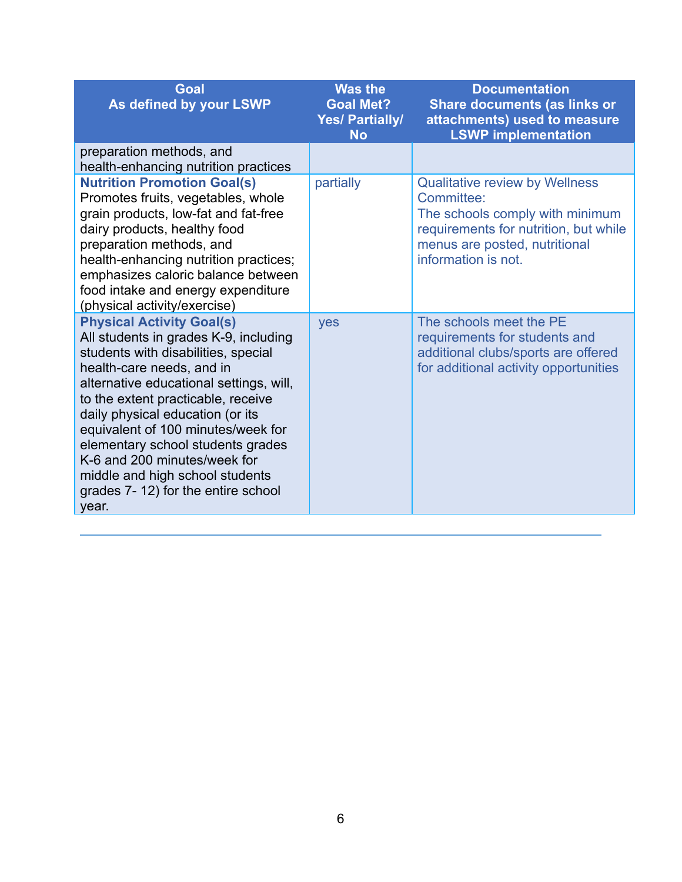| Goal<br>As defined by your LSWP | Was the Goal Met?<br>Yes/ Partially/ No | Documentation<br>Share documents (as links or attachments) used to measure LSWP implementation |
|---|---|---|
| preparation methods, and health-enhancing nutrition practices | | |
| **Nutrition Promotion Goal(s)**<br>Promotes fruits, vegetables, whole grain products, low-fat and fat-free dairy products, healthy food preparation methods, and health-enhancing nutrition practices; emphasizes caloric balance between food intake and energy expenditure (physical activity/exercise) | partially | Qualitative review by Wellness Committee:<br>The schools comply with minimum requirements for nutrition, but while menus are posted, nutritional information is not. |
| **Physical Activity Goal(s)**<br>All students in grades K-9, including students with disabilities, special health-care needs, and in alternative educational settings, will, to the extent practicable, receive daily physical education (or its equivalent of 100 minutes/week for elementary school students grades K-6 and 200 minutes/week for middle and high school students grades 7- 12) for the entire school year. | yes | The schools meet the PE requirements for students and additional clubs/sports are offered for additional activity opportunities |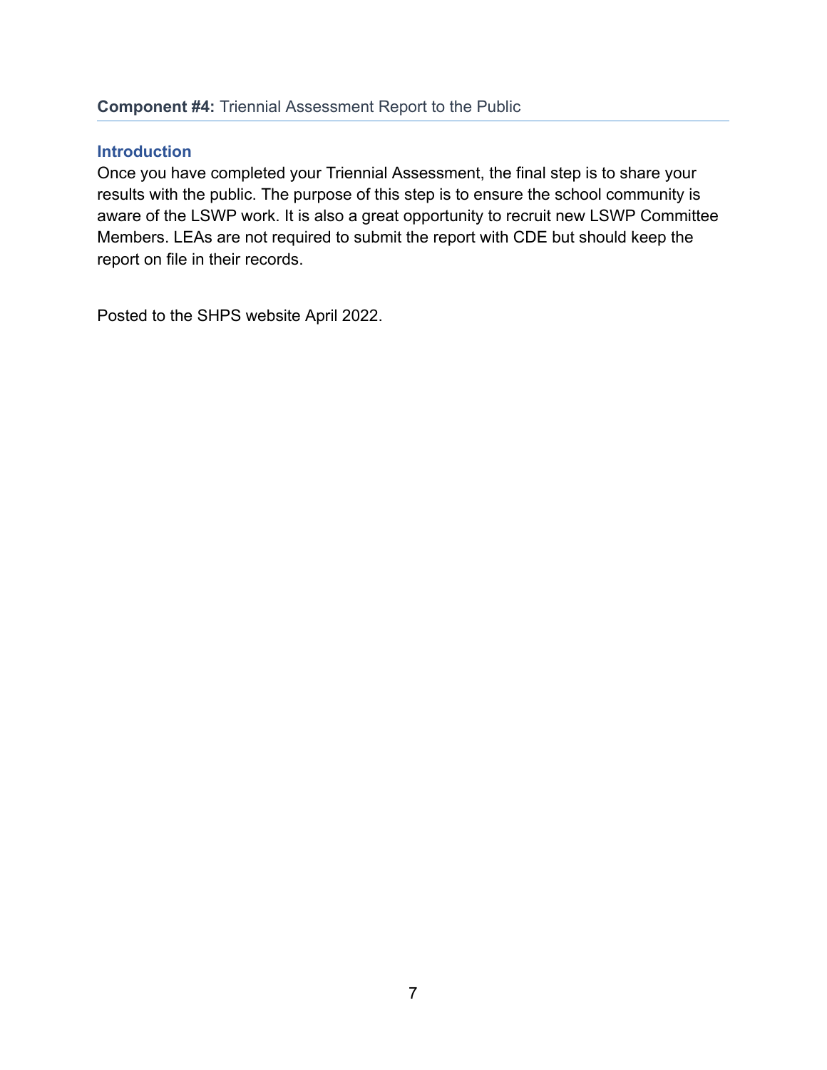**Component #4:** Triennial Assessment Report to the Public

### Introduction

Once you have completed your Triennial Assessment, the final step is to share your results with the public. The purpose of this step is to ensure the school community is aware of the LSWP work. It is also a great opportunity to recruit new LSWP Committee Members. LEAs are not required to submit the report with CDE but should keep the report on file in their records.

Posted to the SHPS website April 2022.